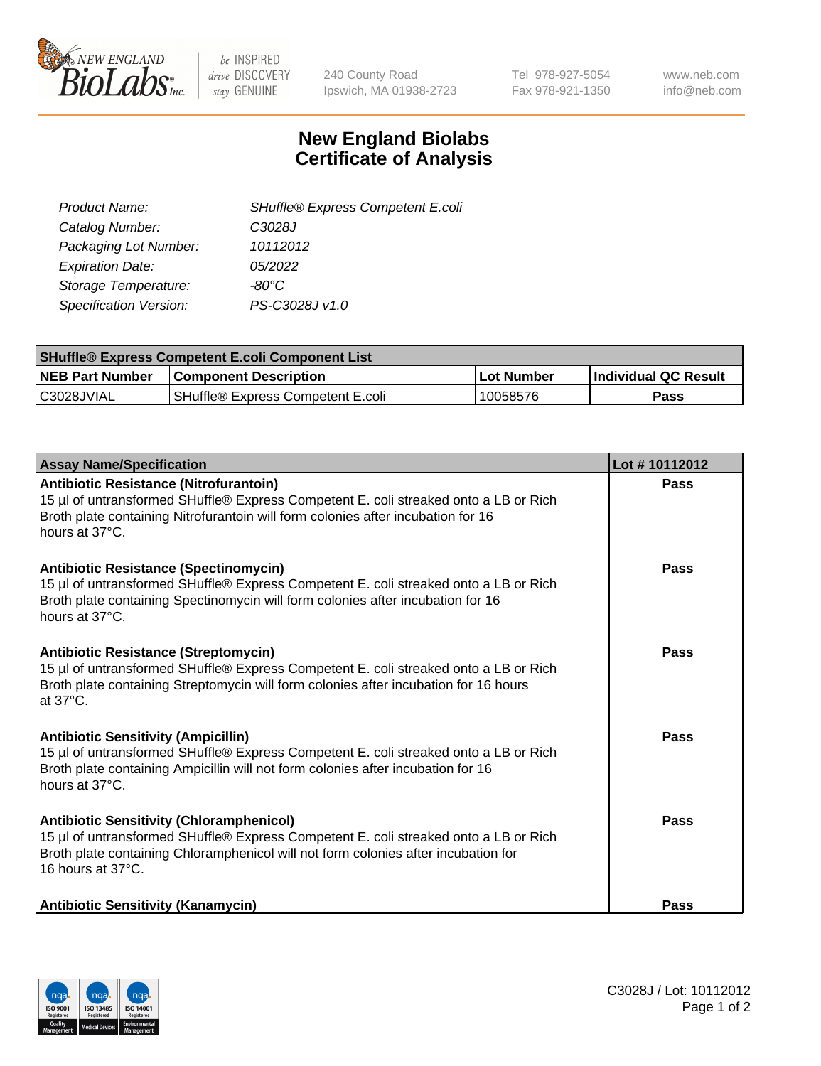New England BioLabs Inc. — be INSPIRED drive DISCOVERY stay GENUINE

240 County Road
Ipswich, MA 01938-2723

Tel 978-927-5054
Fax 978-921-1350

www.neb.com
info@neb.com

# New England Biolabs Certificate of Analysis

| | |
|---|---|
| *Product Name:* | *SHuffle® Express Competent E.coli* |
| *Catalog Number:* | *C3028J* |
| *Packaging Lot Number:* | *10112012* |
| *Expiration Date:* | *05/2022* |
| *Storage Temperature:* | *-80°C* |
| *Specification Version:* | *PS-C3028J v1.0* |

| SHuffle® Express Competent E.coli Component List | | | |
|---|---|---|---|
| **NEB Part Number** | **Component Description** | **Lot Number** | **Individual QC Result** |
| C3028JVIAL | SHuffle® Express Competent E.coli | 10058576 | **Pass** |

| Assay Name/Specification | Lot # 10112012 |
|---|---|
| **Antibiotic Resistance (Nitrofurantoin)**<br>15 µl of untransformed SHuffle® Express Competent E. coli streaked onto a LB or Rich Broth plate containing Nitrofurantoin will form colonies after incubation for 16 hours at 37°C. | **Pass** |
| **Antibiotic Resistance (Spectinomycin)**<br>15 µl of untransformed SHuffle® Express Competent E. coli streaked onto a LB or Rich Broth plate containing Spectinomycin will form colonies after incubation for 16 hours at 37°C. | **Pass** |
| **Antibiotic Resistance (Streptomycin)**<br>15 µl of untransformed SHuffle® Express Competent E. coli streaked onto a LB or Rich Broth plate containing Streptomycin will form colonies after incubation for 16 hours at 37°C. | **Pass** |
| **Antibiotic Sensitivity (Ampicillin)**<br>15 µl of untransformed SHuffle® Express Competent E. coli streaked onto a LB or Rich Broth plate containing Ampicillin will not form colonies after incubation for 16 hours at 37°C. | **Pass** |
| **Antibiotic Sensitivity (Chloramphenicol)**<br>15 µl of untransformed SHuffle® Express Competent E. coli streaked onto a LB or Rich Broth plate containing Chloramphenicol will not form colonies after incubation for 16 hours at 37°C. | **Pass** |
| **Antibiotic Sensitivity (Kanamycin)** | **Pass** |

C3028J / Lot: 10112012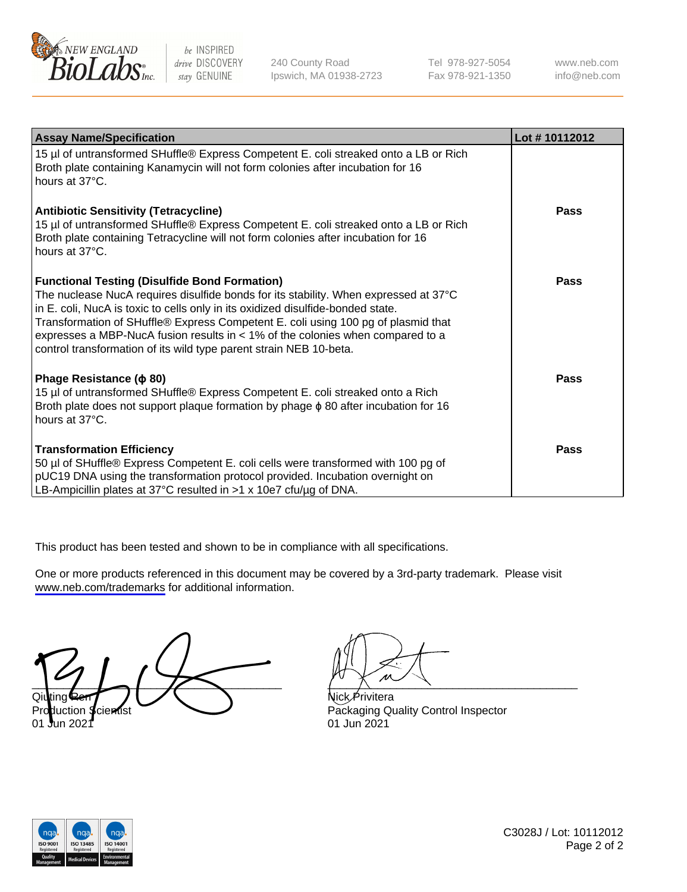| Assay Name/Specification | Lot # 10112012 |
|---|---|
| 15 µl of untransformed SHuffle® Express Competent E. coli streaked onto a LB or Rich Broth plate containing Kanamycin will not form colonies after incubation for 16 hours at 37°C. | |
| **Antibiotic Sensitivity (Tetracycline)**<br>15 µl of untransformed SHuffle® Express Competent E. coli streaked onto a LB or Rich Broth plate containing Tetracycline will not form colonies after incubation for 16 hours at 37°C. | **Pass** |
| **Functional Testing (Disulfide Bond Formation)**<br>The nuclease NucA requires disulfide bonds for its stability. When expressed at 37°C in E. coli, NucA is toxic to cells only in its oxidized disulfide-bonded state. Transformation of SHuffle® Express Competent E. coli using 100 pg of plasmid that expresses a MBP-NucA fusion results in < 1% of the colonies when compared to a control transformation of its wild type parent strain NEB 10-beta. | **Pass** |
| **Phage Resistance (ϕ 80)**<br>15 µl of untransformed SHuffle® Express Competent E. coli streaked onto a Rich Broth plate does not support plaque formation by phage ϕ 80 after incubation for 16 hours at 37°C. | **Pass** |
| **Transformation Efficiency**<br>50 µl of SHuffle® Express Competent E. coli cells were transformed with 100 pg of pUC19 DNA using the transformation protocol provided. Incubation overnight on LB-Ampicillin plates at 37°C resulted in >1 x 10e7 cfu/µg of DNA. | **Pass** |

This product has been tested and shown to be in compliance with all specifications.

One or more products referenced in this document may be covered by a 3rd-party trademark. Please visit www.neb.com/trademarks for additional information.

Qiuting Ren
Production Scientist
01 Jun 2021

Nick Privitera
Packaging Quality Control Inspector
01 Jun 2021

C3028J / Lot: 10112012